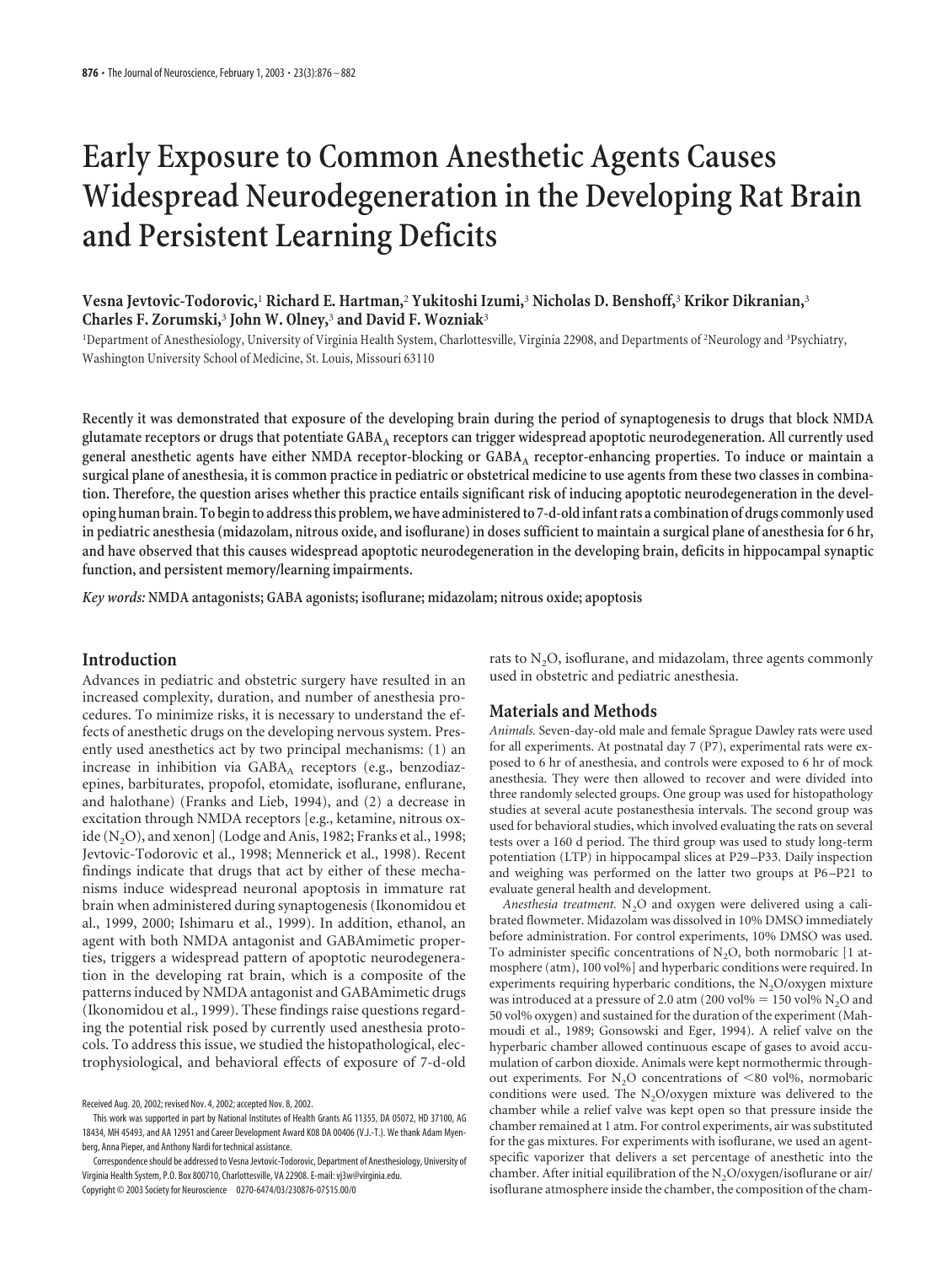# Early Exposure to Common Anesthetic Agents Causes Widespread Neurodegeneration in the Developing Rat Brain and Persistent Learning Deficits

Vesna Jevtovic-Todorovic,[1] Richard E. Hartman,[2] Yukitoshi Izumi,[3] Nicholas D. Benshoff,[3] Krikor Dikranian,[3] Charles F. Zorumski,[3] John W. Olney,[3] and David F. Wozniak[3]

[1]Department of Anesthesiology, University of Virginia Health System, Charlottesville, Virginia 22908, and Departments of [2]Neurology and [3]Psychiatry, Washington University School of Medicine, St. Louis, Missouri 63110

**Recently it was demonstrated that exposure of the developing brain during the period of synaptogenesis to drugs that block NMDA glutamate receptors or drugs that potentiate $GABA_A$ receptors can trigger widespread apoptotic neurodegeneration. All currently used general anesthetic agents have either NMDA receptor-blocking or $GABA_A$ receptor-enhancing properties. To induce or maintain a surgical plane of anesthesia, it is common practice in pediatric or obstetrical medicine to use agents from these two classes in combination. Therefore, the question arises whether this practice entails significant risk of inducing apoptotic neurodegeneration in the developing human brain. To begin to address this problem, we have administered to 7-d-old infant rats a combination of drugs commonly used in pediatric anesthesia (midazolam, nitrous oxide, and isoflurane) in doses sufficient to maintain a surgical plane of anesthesia for 6 hr, and have observed that this causes widespread apoptotic neurodegeneration in the developing brain, deficits in hippocampal synaptic function, and persistent memory/learning impairments.**

***Key words:*** **NMDA antagonists; GABA agonists; isoflurane; midazolam; nitrous oxide; apoptosis**

## Introduction

Advances in pediatric and obstetric surgery have resulted in an increased complexity, duration, and number of anesthesia procedures. To minimize risks, it is necessary to understand the effects of anesthetic drugs on the developing nervous system. Presently used anesthetics act by two principal mechanisms: (1) an increase in inhibition via $GABA_A$ receptors (e.g., benzodiazepines, barbiturates, propofol, etomidate, isoflurane, enflurane, and halothane) (Franks and Lieb, 1994), and (2) a decrease in excitation through NMDA receptors [e.g., ketamine, nitrous oxide ($N_2O$), and xenon] (Lodge and Anis, 1982; Franks et al., 1998; Jevtovic-Todorovic et al., 1998; Mennerick et al., 1998). Recent findings indicate that drugs that act by either of these mechanisms induce widespread neuronal apoptosis in immature rat brain when administered during synaptogenesis (Ikonomidou et al., 1999, 2000; Ishimaru et al., 1999). In addition, ethanol, an agent with both NMDA antagonist and GABAmimetic properties, triggers a widespread pattern of apoptotic neurodegeneration in the developing rat brain, which is a composite of the patterns induced by NMDA antagonist and GABAmimetic drugs (Ikonomidou et al., 1999). These findings raise questions regarding the potential risk posed by currently used anesthesia protocols. To address this issue, we studied the histopathological, electrophysiological, and behavioral effects of exposure of 7-d-old rats to $N_2O$, isoflurane, and midazolam, three agents commonly used in obstetric and pediatric anesthesia.

Received Aug. 20, 2002; revised Nov. 4, 2002; accepted Nov. 8, 2002.

This work was supported in part by National Institutes of Health Grants AG 11355, DA 05072, HD 37100, AG 18434, MH 45493, and AA 12951 and Career Development Award K08 DA 00406 (V.J.-T.). We thank Adam Myenberg, Anna Pieper, and Anthony Nardi for technical assistance.

Correspondence should be addressed to Vesna Jevtovic-Todorovic, Department of Anesthesiology, University of Virginia Health System, P.O. Box 800710, Charlottesville, VA 22908. E-mail: vj3w@virginia.edu.

Copyright © 2003 Society for Neuroscience 0270-6474/03/230876-07$15.00/0

## Materials and Methods

*Animals.* Seven-day-old male and female Sprague Dawley rats were used for all experiments. At postnatal day 7 (P7), experimental rats were exposed to 6 hr of anesthesia, and controls were exposed to 6 hr of mock anesthesia. They were then allowed to recover and were divided into three randomly selected groups. One group was used for histopathology studies at several acute postanesthesia intervals. The second group was used for behavioral studies, which involved evaluating the rats on several tests over a 160 d period. The third group was used to study long-term potentiation (LTP) in hippocampal slices at P29–P33. Daily inspection and weighing was performed on the latter two groups at P6–P21 to evaluate general health and development.

*Anesthesia treatment.* $N_2O$ and oxygen were delivered using a calibrated flowmeter. Midazolam was dissolved in 10% DMSO immediately before administration. For control experiments, 10% DMSO was used. To administer specific concentrations of $N_2O$, both normobaric [1 atmosphere (atm), 100 vol%] and hyperbaric conditions were required. In experiments requiring hyperbaric conditions, the $N_2O$/oxygen mixture was introduced at a pressure of 2.0 atm (200 vol% = 150 vol% $N_2O$ and 50 vol% oxygen) and sustained for the duration of the experiment (Mahmoudi et al., 1989; Gonsowski and Eger, 1994). A relief valve on the hyperbaric chamber allowed continuous escape of gases to avoid accumulation of carbon dioxide. Animals were kept normothermic throughout experiments. For $N_2O$ concentrations of <80 vol%, normobaric conditions were used. The $N_2O$/oxygen mixture was delivered to the chamber while a relief valve was kept open so that pressure inside the chamber remained at 1 atm. For control experiments, air was substituted for the gas mixtures. For experiments with isoflurane, we used an agent-specific vaporizer that delivers a set percentage of anesthetic into the chamber. After initial equilibration of the $N_2O$/oxygen/isoflurane or air/isoflurane atmosphere inside the chamber, the composition of the cham-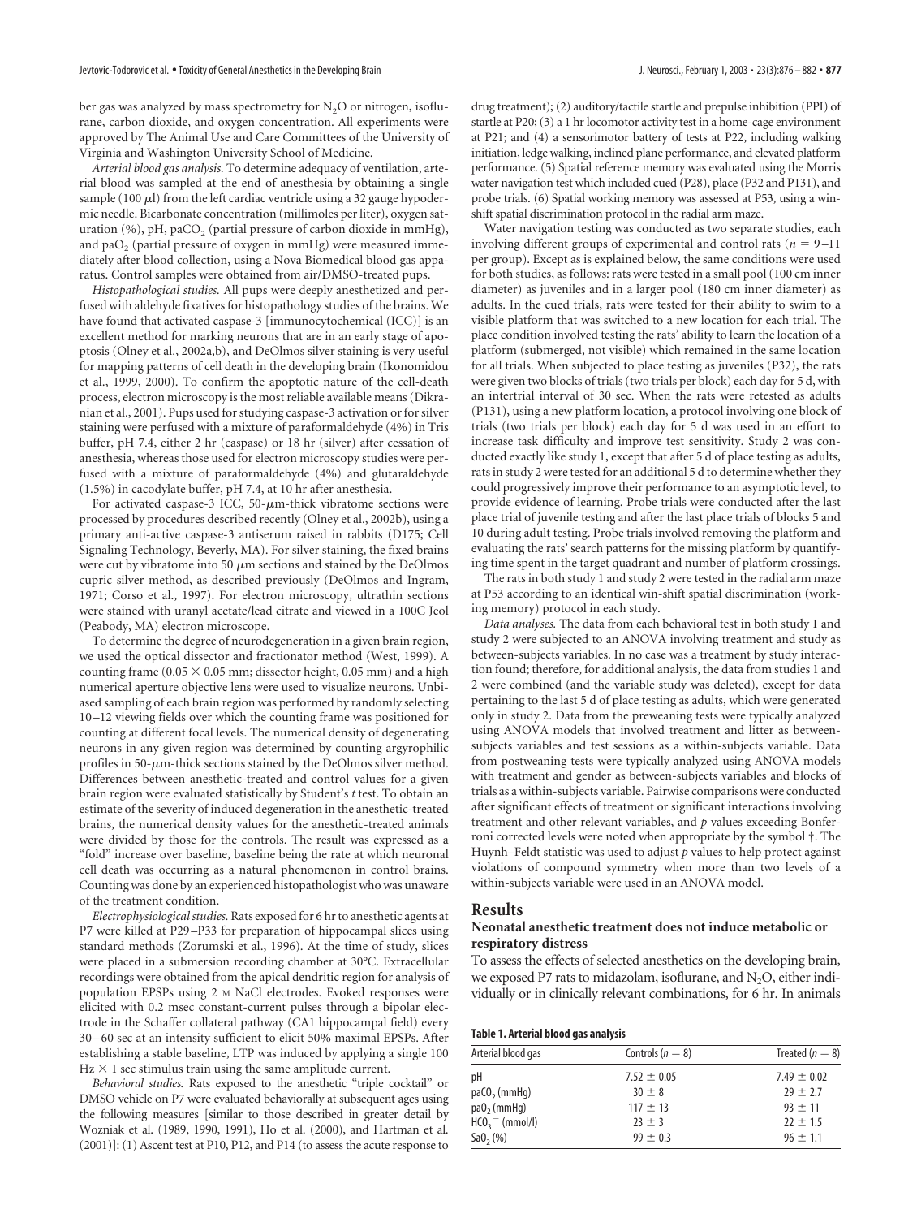ber gas was analyzed by mass spectrometry for $N_2O$ or nitrogen, isoflurane, carbon dioxide, and oxygen concentration. All experiments were approved by The Animal Use and Care Committees of the University of Virginia and Washington University School of Medicine.

*Arterial blood gas analysis.* To determine adequacy of ventilation, arterial blood was sampled at the end of anesthesia by obtaining a single sample (100 $\mu$l) from the left cardiac ventricle using a 32 gauge hypodermic needle. Bicarbonate concentration (millimoles per liter), oxygen saturation (%), pH, $paCO_2$ (partial pressure of carbon dioxide in mmHg), and $paO_2$ (partial pressure of oxygen in mmHg) were measured immediately after blood collection, using a Nova Biomedical blood gas apparatus. Control samples were obtained from air/DMSO-treated pups.

*Histopathological studies.* All pups were deeply anesthetized and perfused with aldehyde fixatives for histopathology studies of the brains. We have found that activated caspase-3 [immunocytochemical (ICC)] is an excellent method for marking neurons that are in an early stage of apoptosis (Olney et al., 2002a,b), and DeOlmos silver staining is very useful for mapping patterns of cell death in the developing brain (Ikonomidou et al., 1999, 2000). To confirm the apoptotic nature of the cell-death process, electron microscopy is the most reliable available means (Dikranian et al., 2001). Pups used for studying caspase-3 activation or for silver staining were perfused with a mixture of paraformaldehyde (4%) in Tris buffer, pH 7.4, either 2 hr (caspase) or 18 hr (silver) after cessation of anesthesia, whereas those used for electron microscopy studies were perfused with a mixture of paraformaldehyde (4%) and glutaraldehyde (1.5%) in cacodylate buffer, pH 7.4, at 10 hr after anesthesia.

For activated caspase-3 ICC, 50-$\mu$m-thick vibratome sections were processed by procedures described recently (Olney et al., 2002b), using a primary anti-active caspase-3 antiserum raised in rabbits (D175; Cell Signaling Technology, Beverly, MA). For silver staining, the fixed brains were cut by vibratome into 50 $\mu$m sections and stained by the DeOlmos cupric silver method, as described previously (DeOlmos and Ingram, 1971; Corso et al., 1997). For electron microscopy, ultrathin sections were stained with uranyl acetate/lead citrate and viewed in a 100C Jeol (Peabody, MA) electron microscope.

To determine the degree of neurodegeneration in a given brain region, we used the optical dissector and fractionator method (West, 1999). A counting frame (0.05 × 0.05 mm; dissector height, 0.05 mm) and a high numerical aperture objective lens were used to visualize neurons. Unbiased sampling of each brain region was performed by randomly selecting 10–12 viewing fields over which the counting frame was positioned for counting at different focal levels. The numerical density of degenerating neurons in any given region was determined by counting argyrophilic profiles in 50-$\mu$m-thick sections stained by the DeOlmos silver method. Differences between anesthetic-treated and control values for a given brain region were evaluated statistically by Student's *t* test. To obtain an estimate of the severity of induced degeneration in the anesthetic-treated brains, the numerical density values for the anesthetic-treated animals were divided by those for the controls. The result was expressed as a "fold" increase over baseline, baseline being the rate at which neuronal cell death was occurring as a natural phenomenon in control brains. Counting was done by an experienced histopathologist who was unaware of the treatment condition.

*Electrophysiological studies.* Rats exposed for 6 hr to anesthetic agents at P7 were killed at P29–P33 for preparation of hippocampal slices using standard methods (Zorumski et al., 1996). At the time of study, slices were placed in a submersion recording chamber at 30°C. Extracellular recordings were obtained from the apical dendritic region for analysis of population EPSPs using 2 M NaCl electrodes. Evoked responses were elicited with 0.2 msec constant-current pulses through a bipolar electrode in the Schaffer collateral pathway (CA1 hippocampal field) every 30–60 sec at an intensity sufficient to elicit 50% maximal EPSPs. After establishing a stable baseline, LTP was induced by applying a single 100 Hz × 1 sec stimulus train using the same amplitude current.

*Behavioral studies.* Rats exposed to the anesthetic "triple cocktail" or DMSO vehicle on P7 were evaluated behaviorally at subsequent ages using the following measures [similar to those described in greater detail by Wozniak et al. (1989, 1990, 1991), Ho et al. (2000), and Hartman et al. (2001)]: (1) Ascent test at P10, P12, and P14 (to assess the acute response to drug treatment); (2) auditory/tactile startle and prepulse inhibition (PPI) of startle at P20; (3) a 1 hr locomotor activity test in a home-cage environment at P21; and (4) a sensorimotor battery of tests at P22, including walking initiation, ledge walking, inclined plane performance, and elevated platform performance. (5) Spatial reference memory was evaluated using the Morris water navigation test which included cued (P28), place (P32 and P131), and probe trials. (6) Spatial working memory was assessed at P53, using a win-shift spatial discrimination protocol in the radial arm maze.

Water navigation testing was conducted as two separate studies, each involving different groups of experimental and control rats ($n$ = 9–11 per group). Except as is explained below, the same conditions were used for both studies, as follows: rats were tested in a small pool (100 cm inner diameter) as juveniles and in a larger pool (180 cm inner diameter) as adults. In the cued trials, rats were tested for their ability to swim to a visible platform that was switched to a new location for each trial. The place condition involved testing the rats' ability to learn the location of a platform (submerged, not visible) which remained in the same location for all trials. When subjected to place testing as juveniles (P32), the rats were given two blocks of trials (two trials per block) each day for 5 d, with an intertrial interval of 30 sec. When the rats were retested as adults (P131), using a new platform location, a protocol involving one block of trials (two trials per block) each day for 5 d was used in an effort to increase task difficulty and improve test sensitivity. Study 2 was conducted exactly like study 1, except that after 5 d of place testing as adults, rats in study 2 were tested for an additional 5 d to determine whether they could progressively improve their performance to an asymptotic level, to provide evidence of learning. Probe trials were conducted after the last place trial of juvenile testing and after the last place trials of blocks 5 and 10 during adult testing. Probe trials involved removing the platform and evaluating the rats' search patterns for the missing platform by quantifying time spent in the target quadrant and number of platform crossings.

The rats in both study 1 and study 2 were tested in the radial arm maze at P53 according to an identical win-shift spatial discrimination (working memory) protocol in each study.

*Data analyses.* The data from each behavioral test in both study 1 and study 2 were subjected to an ANOVA involving treatment and study as between-subjects variables. In no case was a treatment by study interaction found; therefore, for additional analysis, the data from studies 1 and 2 were combined (and the variable study was deleted), except for data pertaining to the last 5 d of place testing as adults, which were generated only in study 2. Data from the preweaning tests were typically analyzed using ANOVA models that involved treatment and litter as between-subjects variables and test sessions as a within-subjects variable. Data from postweaning tests were typically analyzed using ANOVA models with treatment and gender as between-subjects variables and blocks of trials as a within-subjects variable. Pairwise comparisons were conducted after significant effects of treatment or significant interactions involving treatment and other relevant variables, and $p$ values exceeding Bonferroni corrected levels were noted when appropriate by the symbol †. The Huynh–Feldt statistic was used to adjust $p$ values to help protect against violations of compound symmetry when more than two levels of a within-subjects variable were used in an ANOVA model.

## Results

### Neonatal anesthetic treatment does not induce metabolic or respiratory distress

To assess the effects of selected anesthetics on the developing brain, we exposed P7 rats to midazolam, isoflurane, and $N_2O$, either individually or in clinically relevant combinations, for 6 hr. In animals

**Table 1. Arterial blood gas analysis**

| Arterial blood gas | Controls ($n$ = 8) | Treated ($n$ = 8) |
|---|---|---|
| pH | 7.52 ± 0.05 | 7.49 ± 0.02 |
| $paCO_2$ (mmHg) | 30 ± 8 | 29 ± 2.7 |
| $paO_2$ (mmHg) | 117 ± 13 | 93 ± 11 |
| $HCO_3^-$ (mmol/l) | 23 ± 3 | 22 ± 1.5 |
| $SaO_2$ (%) | 99 ± 0.3 | 96 ± 1.1 |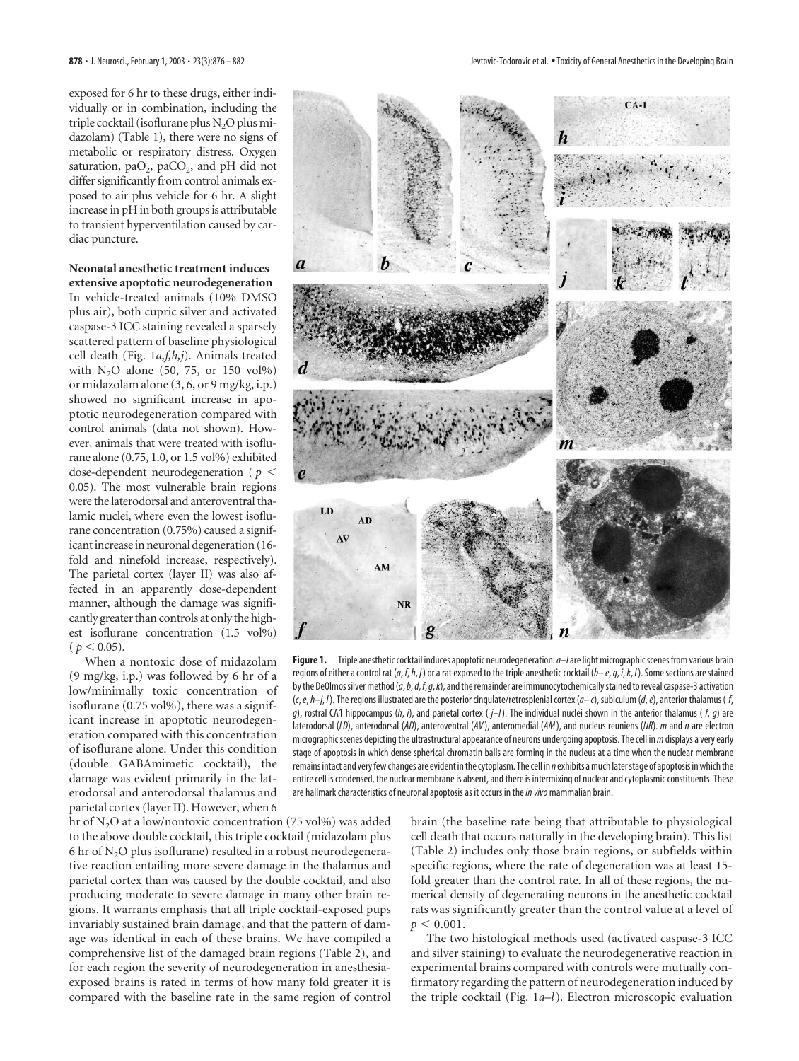exposed for 6 hr to these drugs, either individually or in combination, including the triple cocktail (isoflurane plus $N_2O$ plus midazolam) (Table 1), there were no signs of metabolic or respiratory distress. Oxygen saturation, $paO_2$, $paCO_2$, and pH did not differ significantly from control animals exposed to air plus vehicle for 6 hr. A slight increase in pH in both groups is attributable to transient hyperventilation caused by cardiac puncture.

### Neonatal anesthetic treatment induces extensive apoptotic neurodegeneration

In vehicle-treated animals (10% DMSO plus air), both cupric silver and activated caspase-3 ICC staining revealed a sparsely scattered pattern of baseline physiological cell death (Fig. 1*a,f,h,j*). Animals treated with $N_2O$ alone (50, 75, or 150 vol%) or midazolam alone (3, 6, or 9 mg/kg, i.p.) showed no significant increase in apoptotic neurodegeneration compared with control animals (data not shown). However, animals that were treated with isoflurane alone (0.75, 1.0, or 1.5 vol%) exhibited dose-dependent neurodegeneration ( $p < 0.05$). The most vulnerable brain regions were the laterodorsal and anteroventral thalamic nuclei, where even the lowest isoflurane concentration (0.75%) caused a significant increase in neuronal degeneration (16-fold and ninefold increase, respectively). The parietal cortex (layer II) was also affected in an apparently dose-dependent manner, although the damage was significantly greater than controls at only the highest isoflurane concentration (1.5 vol%) ( $p < 0.05$).

When a nontoxic dose of midazolam (9 mg/kg, i.p.) was followed by 6 hr of a low/minimally toxic concentration of isoflurane (0.75 vol%), there was a significant increase in apoptotic neurodegeneration compared with this concentration of isoflurane alone. Under this condition (double GABAmimetic cocktail), the damage was evident primarily in the laterodorsal and anterodorsal thalamus and parietal cortex (layer II). However, when 6 hr of $N_2O$ at a low/nontoxic concentration (75 vol%) was added to the above double cocktail, this triple cocktail (midazolam plus 6 hr of $N_2O$ plus isoflurane) resulted in a robust neurodegenerative reaction entailing more severe damage in the thalamus and parietal cortex than was caused by the double cocktail, and also producing moderate to severe damage in many other brain regions. It warrants emphasis that all triple cocktail-exposed pups invariably sustained brain damage, and that the pattern of damage was identical in each of these brains. We have compiled a comprehensive list of the damaged brain regions (Table 2), and for each region the severity of neurodegeneration in anesthesia-exposed brains is rated in terms of how many fold greater it is compared with the baseline rate in the same region of control brain (the baseline rate being that attributable to physiological cell death that occurs naturally in the developing brain). This list (Table 2) includes only those brain regions, or subfields within specific regions, where the rate of degeneration was at least 15-fold greater than the control rate. In all of these regions, the numerical density of degenerating neurons in the anesthetic cocktail rats was significantly greater than the control value at a level of $p < 0.001$.

The two histological methods used (activated caspase-3 ICC and silver staining) to evaluate the neurodegenerative reaction in experimental brains compared with controls were mutually confirmatory regarding the pattern of neurodegeneration induced by the triple cocktail (Fig. 1*a–l*). Electron microscopic evaluation

**Figure 1.** Triple anesthetic cocktail induces apoptotic neurodegeneration. *a–l* are light micrographic scenes from various brain regions of either a control rat (*a, f, h, j*) or a rat exposed to the triple anesthetic cocktail (*b–e, g, i, k, l*). Some sections are stained by the DeOlmos silver method (*a, b, d, f, g, k*), and the remainder are immunocytochemically stained to reveal caspase-3 activation (*c, e, h–j, l*). The regions illustrated are the posterior cingulate/retrosplenial cortex (*a–c*), subiculum (*d, e*), anterior thalamus ( *f, g*), rostral CA1 hippocampus (*h, i*), and parietal cortex ( *j–l*). The individual nuclei shown in the anterior thalamus ( *f, g*) are laterodorsal (*LD*), anterodorsal (*AD*), anteroventral (*AV*), anteromedial (*AM*), and nucleus reuniens (*NR*). *m* and *n* are electron micrographic scenes depicting the ultrastructural appearance of neurons undergoing apoptosis. The cell in *m* displays a very early stage of apoptosis in which dense spherical chromatin balls are forming in the nucleus at a time when the nuclear membrane remains intact and very few changes are evident in the cytoplasm. The cell in *n* exhibits a much later stage of apoptosis in which the entire cell is condensed, the nuclear membrane is absent, and there is intermixing of nuclear and cytoplasmic constituents. These are hallmark characteristics of neuronal apoptosis as it occurs in the *in vivo* mammalian brain.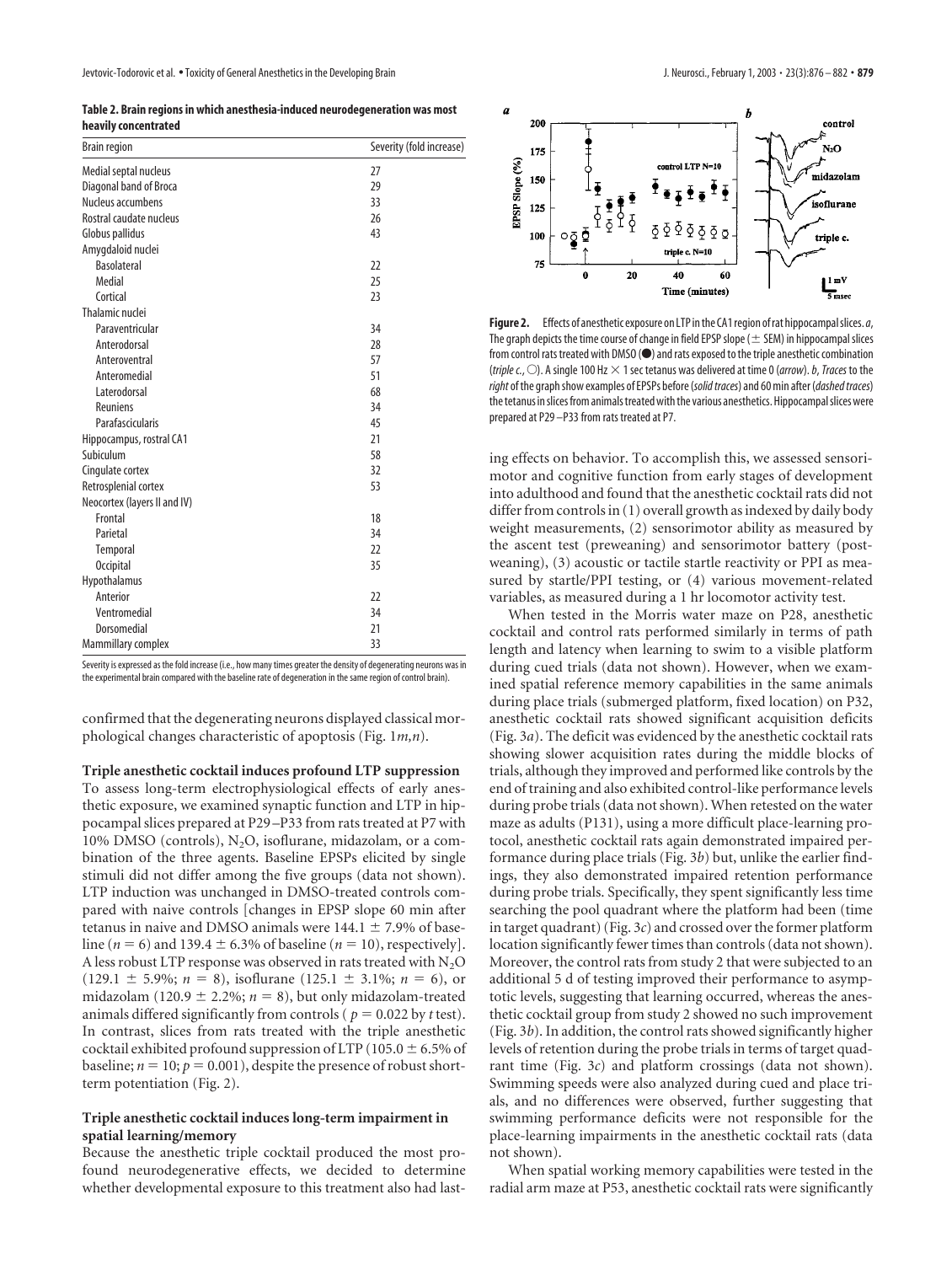**Table 2. Brain regions in which anesthesia-induced neurodegeneration was most heavily concentrated**

| Brain region | Severity (fold increase) |
|---|---|
| Medial septal nucleus | 27 |
| Diagonal band of Broca | 29 |
| Nucleus accumbens | 33 |
| Rostral caudate nucleus | 26 |
| Globus pallidus | 43 |
| Amygdaloid nuclei | |
| Basolateral | 22 |
| Medial | 25 |
| Cortical | 23 |
| Thalamic nuclei | |
| Paraventricular | 34 |
| Anterodorsal | 28 |
| Anteroventral | 57 |
| Anteromedial | 51 |
| Laterodorsal | 68 |
| Reuniens | 34 |
| Parafascicularis | 45 |
| Hippocampus, rostral CA1 | 21 |
| Subiculum | 58 |
| Cingulate cortex | 32 |
| Retrosplenial cortex | 53 |
| Neocortex (layers II and IV) | |
| Frontal | 18 |
| Parietal | 34 |
| Temporal | 22 |
| Occipital | 35 |
| Hypothalamus | |
| Anterior | 22 |
| Ventromedial | 34 |
| Dorsomedial | 21 |
| Mammillary complex | 33 |

Severity is expressed as the fold increase (i.e., how many times greater the density of degenerating neurons was in the experimental brain compared with the baseline rate of degeneration in the same region of control brain).

confirmed that the degenerating neurons displayed classical morphological changes characteristic of apoptosis (Fig. 1*m,n*).

**Triple anesthetic cocktail induces profound LTP suppression**

To assess long-term electrophysiological effects of early anesthetic exposure, we examined synaptic function and LTP in hippocampal slices prepared at P29–P33 from rats treated at P7 with 10% DMSO (controls), $N_2O$, isoflurane, midazolam, or a combination of the three agents. Baseline EPSPs elicited by single stimuli did not differ among the five groups (data not shown). LTP induction was unchanged in DMSO-treated controls compared with naive controls [changes in EPSP slope 60 min after tetanus in naive and DMSO animals were $144.1 \pm 7.9\%$ of baseline ($n = 6$) and $139.4 \pm 6.3\%$ of baseline ($n = 10$), respectively]. A less robust LTP response was observed in rats treated with $N_2O$ ($129.1 \pm 5.9\%$; $n = 8$), isoflurane ($125.1 \pm 3.1\%$; $n = 6$), or midazolam ($120.9 \pm 2.2\%$; $n = 8$), but only midazolam-treated animals differed significantly from controls ( $p = 0.022$ by *t* test). In contrast, slices from rats treated with the triple anesthetic cocktail exhibited profound suppression of LTP ($105.0 \pm 6.5\%$ of baseline; $n = 10$; $p = 0.001$), despite the presence of robust short-term potentiation (Fig. 2).

**Triple anesthetic cocktail induces long-term impairment in spatial learning/memory**

Because the anesthetic triple cocktail produced the most profound neurodegenerative effects, we decided to determine whether developmental exposure to this treatment also had last-

**Figure 2.** Effects of anesthetic exposure on LTP in the CA1 region of rat hippocampal slices. *a*, The graph depicts the time course of change in field EPSP slope (± SEM) in hippocampal slices from control rats treated with DMSO (●) and rats exposed to the triple anesthetic combination (*triple c.*, ○). A single 100 Hz × 1 sec tetanus was delivered at time 0 (*arrow*). *b*, *Traces* to the *right* of the graph show examples of EPSPs before (*solid traces*) and 60 min after (*dashed traces*) the tetanus in slices from animals treated with the various anesthetics. Hippocampal slices were prepared at P29–P33 from rats treated at P7.

ing effects on behavior. To accomplish this, we assessed sensorimotor and cognitive function from early stages of development into adulthood and found that the anesthetic cocktail rats did not differ from controls in (1) overall growth as indexed by daily body weight measurements, (2) sensorimotor ability as measured by the ascent test (preweaning) and sensorimotor battery (postweaning), (3) acoustic or tactile startle reactivity or PPI as measured by startle/PPI testing, or (4) various movement-related variables, as measured during a 1 hr locomotor activity test.

When tested in the Morris water maze on P28, anesthetic cocktail and control rats performed similarly in terms of path length and latency when learning to swim to a visible platform during cued trials (data not shown). However, when we examined spatial reference memory capabilities in the same animals during place trials (submerged platform, fixed location) on P32, anesthetic cocktail rats showed significant acquisition deficits (Fig. 3*a*). The deficit was evidenced by the anesthetic cocktail rats showing slower acquisition rates during the middle blocks of trials, although they improved and performed like controls by the end of training and also exhibited control-like performance levels during probe trials (data not shown). When retested on the water maze as adults (P131), using a more difficult place-learning protocol, anesthetic cocktail rats again demonstrated impaired performance during place trials (Fig. 3*b*) but, unlike the earlier findings, they also demonstrated impaired retention performance during probe trials. Specifically, they spent significantly less time searching the pool quadrant where the platform had been (time in target quadrant) (Fig. 3*c*) and crossed over the former platform location significantly fewer times than controls (data not shown). Moreover, the control rats from study 2 that were subjected to an additional 5 d of testing improved their performance to asymptotic levels, suggesting that learning occurred, whereas the anesthetic cocktail group from study 2 showed no such improvement (Fig. 3*b*). In addition, the control rats showed significantly higher levels of retention during the probe trials in terms of target quadrant time (Fig. 3*c*) and platform crossings (data not shown). Swimming speeds were also analyzed during cued and place trials, and no differences were observed, further suggesting that swimming performance deficits were not responsible for the place-learning impairments in the anesthetic cocktail rats (data not shown).

When spatial working memory capabilities were tested in the radial arm maze at P53, anesthetic cocktail rats were significantly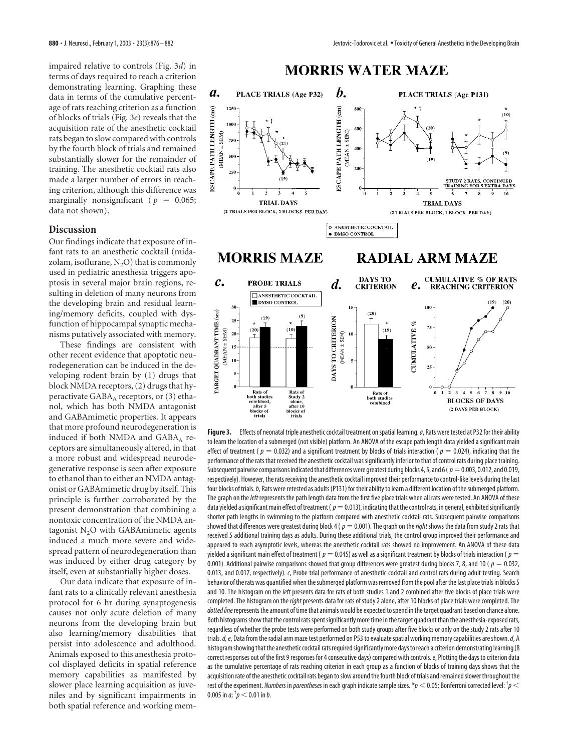impaired relative to controls (Fig. 3*d*) in terms of days required to reach a criterion demonstrating learning. Graphing these data in terms of the cumulative percentage of rats reaching criterion as a function of blocks of trials (Fig. 3*e*) reveals that the acquisition rate of the anesthetic cocktail rats began to slow compared with controls by the fourth block of trials and remained substantially slower for the remainder of training. The anesthetic cocktail rats also made a larger number of errors in reaching criterion, although this difference was marginally nonsignificant ($p = 0.065$; data not shown).

## Discussion

Our findings indicate that exposure of infant rats to an anesthetic cocktail (midazolam, isoflurane, $N_2O$) that is commonly used in pediatric anesthesia triggers apoptosis in several major brain regions, resulting in deletion of many neurons from the developing brain and residual learning/memory deficits, coupled with dysfunction of hippocampal synaptic mechanisms putatively associated with memory.

These findings are consistent with other recent evidence that apoptotic neurodegeneration can be induced in the developing rodent brain by (1) drugs that block NMDA receptors, (2) drugs that hyperactivate $GABA_A$ receptors, or (3) ethanol, which has both NMDA antagonist and GABAmimetic properties. It appears that more profound neurodegeneration is induced if both NMDA and $GABA_A$ receptors are simultaneously altered, in that a more robust and widespread neurodegenerative response is seen after exposure to ethanol than to either an NMDA antagonist or GABAmimetic drug by itself. This principle is further corroborated by the present demonstration that combining a nontoxic concentration of the NMDA antagonist $N_2O$ with GABAmimetic agents induced a much more severe and widespread pattern of neurodegeneration than was induced by either drug category by itself, even at substantially higher doses.

Our data indicate that exposure of infant rats to a clinically relevant anesthesia protocol for 6 hr during synaptogenesis causes not only acute deletion of many neurons from the developing brain but also learning/memory disabilities that persist into adolescence and adulthood. Animals exposed to this anesthesia protocol displayed deficits in spatial reference memory capabilities as manifested by slower place learning acquisition as juveniles and by significant impairments in both spatial reference and working mem-

**Figure 3.** Effects of neonatal triple anesthetic cocktail treatment on spatial learning. *a*, Rats were tested at P32 for their ability to learn the location of a submerged (not visible) platform. An ANOVA of the escape path length data yielded a significant main effect of treatment ($p = 0.032$) and a significant treatment by blocks of trials interaction ($p = 0.024$), indicating that the performance of the rats that received the anesthetic cocktail was significantly inferior to that of control rats during place training. Subsequent pairwise comparisons indicated that differences were greatest during blocks 4, 5, and 6 ($p = 0.003$, 0.012, and 0.019, respectively). However, the rats receiving the anesthetic cocktail improved their performance to control-like levels during the last four blocks of trials. *b*, Rats were retested as adults (P131) for their ability to learn a different location of the submerged platform. The graph on the *left* represents the path length data from the first five place trials when all rats were tested. An ANOVA of these data yielded a significant main effect of treatment ($p = 0.013$), indicating that the control rats, in general, exhibited significantly shorter path lengths in swimming to the platform compared with anesthetic cocktail rats. Subsequent pairwise comparisons showed that differences were greatest during block 4 ($p = 0.001$). The graph on the *right* shows the data from study 2 rats that received 5 additional training days as adults. During these additional trials, the control group improved their performance and appeared to reach asymptotic levels, whereas the anesthetic cocktail rats showed no improvement. An ANOVA of these data yielded a significant main effect of treatment ($p = 0.045$) as well as a significant treatment by blocks of trials interaction ($p = 0.001$). Additional pairwise comparisons showed that group differences were greatest during blocks 7, 8, and 10 ($p = 0.032$, 0.013, and 0.017, respectively). *c*, Probe trial performance of anesthetic cocktail and control rats during adult testing. Search behavior of the rats was quantified when the submerged platform was removed from the pool after the last place trials in blocks 5 and 10. The histogram on the *left* presents data for rats of both studies 1 and 2 combined after five blocks of place trials were completed. The histogram on the *right* presents data for rats of study 2 alone, after 10 blocks of place trials were completed. The *dotted line* represents the amount of time that animals would be expected to spend in the target quadrant based on chance alone. Both histograms show that the control rats spent significantly more time in the target quadrant than the anesthesia-exposed rats, regardless of whether the probe tests were performed on both study groups after five blocks or only on the study 2 rats after 10 trials. *d, e*, Data from the radial arm maze test performed on P53 to evaluate spatial working memory capabilities are shown. *d*, A histogram showing that the anesthetic cocktail rats required significantly more days to reach a criterion demonstrating learning (8 correct responses out of the first 9 responses for 4 consecutive days) compared with controls. *e*, Plotting the days to criterion data as the cumulative percentage of rats reaching criterion in each group as a function of blocks of training days shows that the acquisition rate of the anesthetic cocktail rats began to slow down around the fourth block of trials and remained slower throughout the rest of the experiment. *Numbers* in *parentheses* in each graph indicate sample sizes. $^*p < 0.05$; Bonferroni corrected level: $^{\dagger}p < 0.005$ in *a*; $^{\dagger}p < 0.01$ in *b*.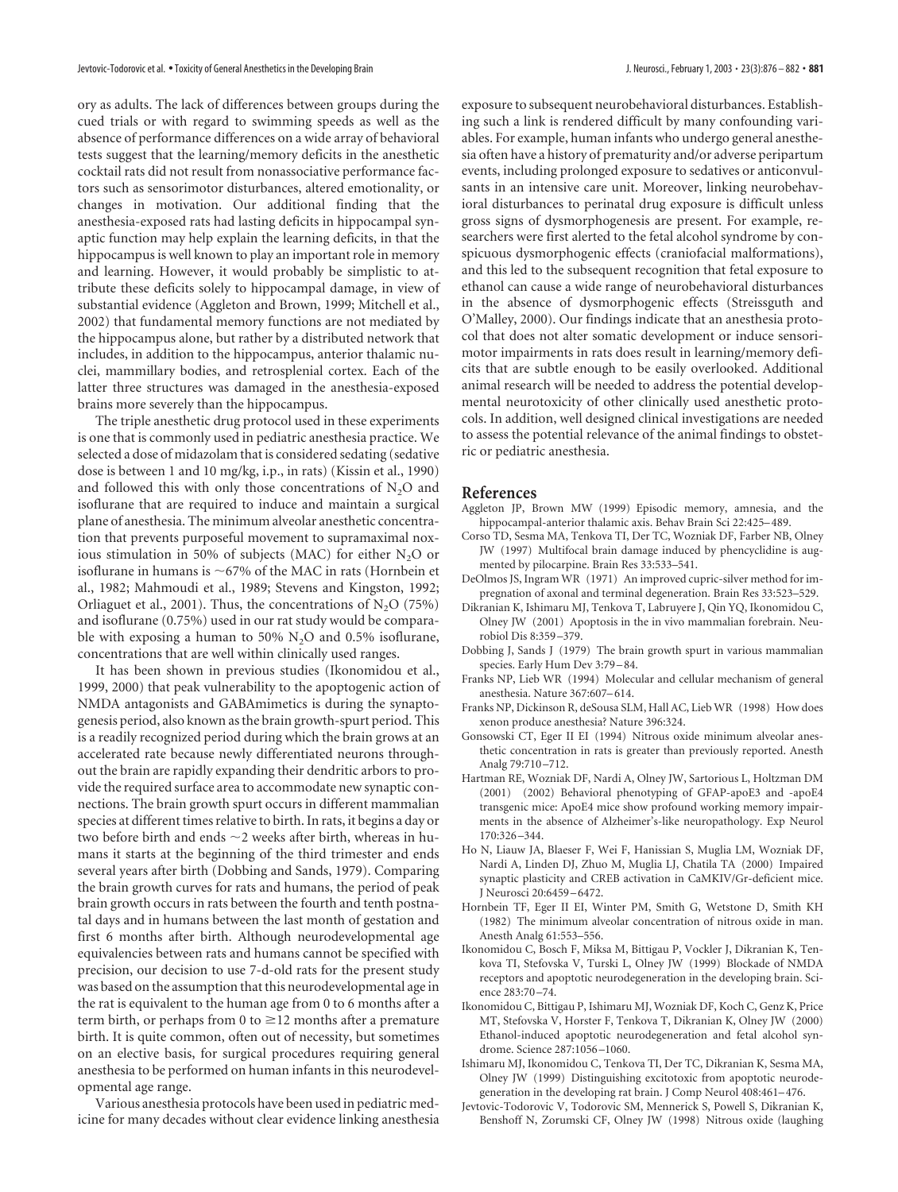ory as adults. The lack of differences between groups during the cued trials or with regard to swimming speeds as well as the absence of performance differences on a wide array of behavioral tests suggest that the learning/memory deficits in the anesthetic cocktail rats did not result from nonassociative performance factors such as sensorimotor disturbances, altered emotionality, or changes in motivation. Our additional finding that the anesthesia-exposed rats had lasting deficits in hippocampal synaptic function may help explain the learning deficits, in that the hippocampus is well known to play an important role in memory and learning. However, it would probably be simplistic to attribute these deficits solely to hippocampal damage, in view of substantial evidence (Aggleton and Brown, 1999; Mitchell et al., 2002) that fundamental memory functions are not mediated by the hippocampus alone, but rather by a distributed network that includes, in addition to the hippocampus, anterior thalamic nuclei, mammillary bodies, and retrosplenial cortex. Each of the latter three structures was damaged in the anesthesia-exposed brains more severely than the hippocampus.

The triple anesthetic drug protocol used in these experiments is one that is commonly used in pediatric anesthesia practice. We selected a dose of midazolam that is considered sedating (sedative dose is between 1 and 10 mg/kg, i.p., in rats) (Kissin et al., 1990) and followed this with only those concentrations of $N_2O$ and isoflurane that are required to induce and maintain a surgical plane of anesthesia. The minimum alveolar anesthetic concentration that prevents purposeful movement to supramaximal noxious stimulation in 50% of subjects (MAC) for either $N_2O$ or isoflurane in humans is ~67% of the MAC in rats (Hornbein et al., 1982; Mahmoudi et al., 1989; Stevens and Kingston, 1992; Orliaguet et al., 2001). Thus, the concentrations of $N_2O$ (75%) and isoflurane (0.75%) used in our rat study would be comparable with exposing a human to 50% $N_2O$ and 0.5% isoflurane, concentrations that are well within clinically used ranges.

It has been shown in previous studies (Ikonomidou et al., 1999, 2000) that peak vulnerability to the apoptogenic action of NMDA antagonists and GABAmimetics is during the synaptogenesis period, also known as the brain growth-spurt period. This is a readily recognized period during which the brain grows at an accelerated rate because newly differentiated neurons throughout the brain are rapidly expanding their dendritic arbors to provide the required surface area to accommodate new synaptic connections. The brain growth spurt occurs in different mammalian species at different times relative to birth. In rats, it begins a day or two before birth and ends ~2 weeks after birth, whereas in humans it starts at the beginning of the third trimester and ends several years after birth (Dobbing and Sands, 1979). Comparing the brain growth curves for rats and humans, the period of peak brain growth occurs in rats between the fourth and tenth postnatal days and in humans between the last month of gestation and first 6 months after birth. Although neurodevelopmental age equivalencies between rats and humans cannot be specified with precision, our decision to use 7-d-old rats for the present study was based on the assumption that this neurodevelopmental age in the rat is equivalent to the human age from 0 to 6 months after a term birth, or perhaps from 0 to ≥12 months after a premature birth. It is quite common, often out of necessity, but sometimes on an elective basis, for surgical procedures requiring general anesthesia to be performed on human infants in this neurodevelopmental age range.

Various anesthesia protocols have been used in pediatric medicine for many decades without clear evidence linking anesthesia exposure to subsequent neurobehavioral disturbances. Establishing such a link is rendered difficult by many confounding variables. For example, human infants who undergo general anesthesia often have a history of prematurity and/or adverse peripartum events, including prolonged exposure to sedatives or anticonvulsants in an intensive care unit. Moreover, linking neurobehavioral disturbances to perinatal drug exposure is difficult unless gross signs of dysmorphogenesis are present. For example, researchers were first alerted to the fetal alcohol syndrome by conspicuous dysmorphogenic effects (craniofacial malformations), and this led to the subsequent recognition that fetal exposure to ethanol can cause a wide range of neurobehavioral disturbances in the absence of dysmorphogenic effects (Streissguth and O'Malley, 2000). Our findings indicate that an anesthesia protocol that does not alter somatic development or induce sensorimotor impairments in rats does result in learning/memory deficits that are subtle enough to be easily overlooked. Additional animal research will be needed to address the potential developmental neurotoxicity of other clinically used anesthetic protocols. In addition, well designed clinical investigations are needed to assess the potential relevance of the animal findings to obstetric or pediatric anesthesia.

## References

Aggleton JP, Brown MW (1999) Episodic memory, amnesia, and the hippocampal-anterior thalamic axis. Behav Brain Sci 22:425–489.

Corso TD, Sesma MA, Tenkova TI, Der TC, Wozniak DF, Farber NB, Olney JW (1997) Multifocal brain damage induced by phencyclidine is augmented by pilocarpine. Brain Res 33:533–541.

DeOlmos JS, Ingram WR (1971) An improved cupric-silver method for impregnation of axonal and terminal degeneration. Brain Res 33:523–529.

Dikranian K, Ishimaru MJ, Tenkova T, Labruyere J, Qin YQ, Ikonomidou C, Olney JW (2001) Apoptosis in the in vivo mammalian forebrain. Neurobiol Dis 8:359–379.

Dobbing J, Sands J (1979) The brain growth spurt in various mammalian species. Early Hum Dev 3:79–84.

Franks NP, Lieb WR (1994) Molecular and cellular mechanism of general anesthesia. Nature 367:607–614.

Franks NP, Dickinson R, deSousa SLM, Hall AC, Lieb WR (1998) How does xenon produce anesthesia? Nature 396:324.

Gonsowski CT, Eger II EI (1994) Nitrous oxide minimum alveolar anesthetic concentration in rats is greater than previously reported. Anesth Analg 79:710–712.

Hartman RE, Wozniak DF, Nardi A, Olney JW, Sartorious L, Holtzman DM (2001) (2002) Behavioral phenotyping of GFAP-apoE3 and -apoE4 transgenic mice: ApoE4 mice show profound working memory impairments in the absence of Alzheimer's-like neuropathology. Exp Neurol 170:326–344.

Ho N, Liauw JA, Blaeser F, Wei F, Hanissian S, Muglia LM, Wozniak DF, Nardi A, Linden DJ, Zhuo M, Muglia LJ, Chatila TA (2000) Impaired synaptic plasticity and CREB activation in CaMKIV/Gr-deficient mice. J Neurosci 20:6459–6472.

Hornbein TF, Eger II EI, Winter PM, Smith G, Wetstone D, Smith KH (1982) The minimum alveolar concentration of nitrous oxide in man. Anesth Analg 61:553–556.

Ikonomidou C, Bosch F, Miksa M, Bittigau P, Vockler J, Dikranian K, Tenkova TI, Stefovska V, Turski L, Olney JW (1999) Blockade of NMDA receptors and apoptotic neurodegeneration in the developing brain. Science 283:70–74.

Ikonomidou C, Bittigau P, Ishimaru MJ, Wozniak DF, Koch C, Genz K, Price MT, Stefovska V, Horster F, Tenkova T, Dikranian K, Olney JW (2000) Ethanol-induced apoptotic neurodegeneration and fetal alcohol syndrome. Science 287:1056–1060.

Ishimaru MJ, Ikonomidou C, Tenkova TI, Der TC, Dikranian K, Sesma MA, Olney JW (1999) Distinguishing excitotoxic from apoptotic neurodegeneration in the developing rat brain. J Comp Neurol 408:461–476.

Jevtovic-Todorovic V, Todorovic SM, Mennerick S, Powell S, Dikranian K, Benshoff N, Zorumski CF, Olney JW (1998) Nitrous oxide (laughing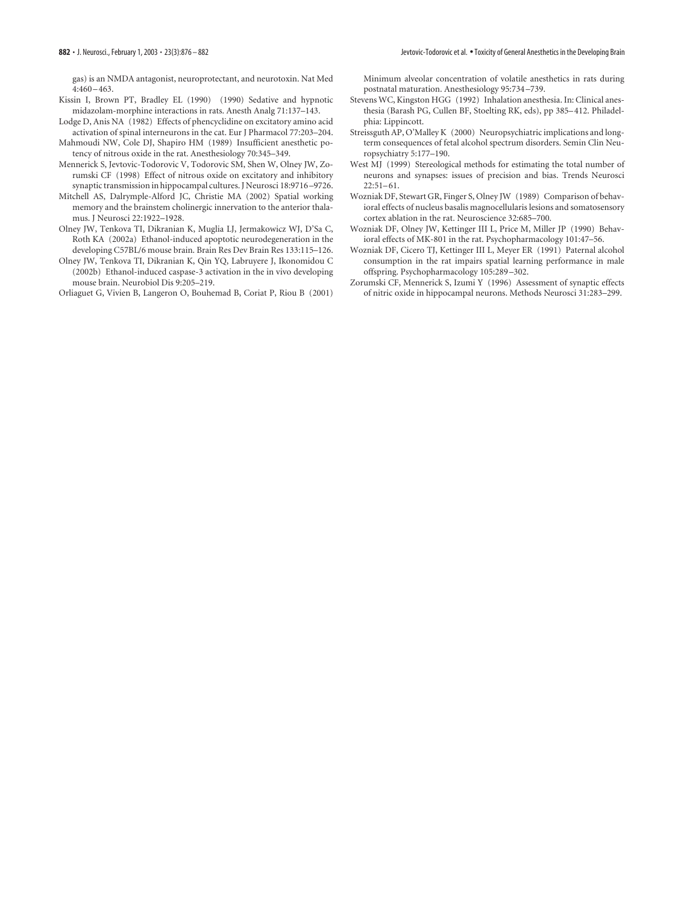gas) is an NMDA antagonist, neuroprotectant, and neurotoxin. Nat Med 4:460–463.

Kissin I, Brown PT, Bradley EL (1990) (1990) Sedative and hypnotic midazolam-morphine interactions in rats. Anesth Analg 71:137–143.

Lodge D, Anis NA (1982) Effects of phencyclidine on excitatory amino acid activation of spinal interneurons in the cat. Eur J Pharmacol 77:203–204.

Mahmoudi NW, Cole DJ, Shapiro HM (1989) Insufficient anesthetic potency of nitrous oxide in the rat. Anesthesiology 70:345–349.

Mennerick S, Jevtovic-Todorovic V, Todorovic SM, Shen W, Olney JW, Zorumski CF (1998) Effect of nitrous oxide on excitatory and inhibitory synaptic transmission in hippocampal cultures. J Neurosci 18:9716–9726.

Mitchell AS, Dalrymple-Alford JC, Christie MA (2002) Spatial working memory and the brainstem cholinergic innervation to the anterior thalamus. J Neurosci 22:1922–1928.

Olney JW, Tenkova TI, Dikranian K, Muglia LJ, Jermakowicz WJ, D'Sa C, Roth KA (2002a) Ethanol-induced apoptotic neurodegeneration in the developing C57BL/6 mouse brain. Brain Res Dev Brain Res 133:115–126.

Olney JW, Tenkova TI, Dikranian K, Qin YQ, Labruyere J, Ikonomidou C (2002b) Ethanol-induced caspase-3 activation in the in vivo developing mouse brain. Neurobiol Dis 9:205–219.

Orliaguet G, Vivien B, Langeron O, Bouhemad B, Coriat P, Riou B (2001) Minimum alveolar concentration of volatile anesthetics in rats during postnatal maturation. Anesthesiology 95:734–739.

Stevens WC, Kingston HGG (1992) Inhalation anesthesia. In: Clinical anesthesia (Barash PG, Cullen BF, Stoelting RK, eds), pp 385–412. Philadelphia: Lippincott.

Streissguth AP, O'Malley K (2000) Neuropsychiatric implications and long-term consequences of fetal alcohol spectrum disorders. Semin Clin Neuropsychiatry 5:177–190.

West MJ (1999) Stereological methods for estimating the total number of neurons and synapses: issues of precision and bias. Trends Neurosci 22:51–61.

Wozniak DF, Stewart GR, Finger S, Olney JW (1989) Comparison of behavioral effects of nucleus basalis magnocellularis lesions and somatosensory cortex ablation in the rat. Neuroscience 32:685–700.

Wozniak DF, Olney JW, Kettinger III L, Price M, Miller JP (1990) Behavioral effects of MK-801 in the rat. Psychopharmacology 101:47–56.

Wozniak DF, Cicero TJ, Kettinger III L, Meyer ER (1991) Paternal alcohol consumption in the rat impairs spatial learning performance in male offspring. Psychopharmacology 105:289–302.

Zorumski CF, Mennerick S, Izumi Y (1996) Assessment of synaptic effects of nitric oxide in hippocampal neurons. Methods Neurosci 31:283–299.